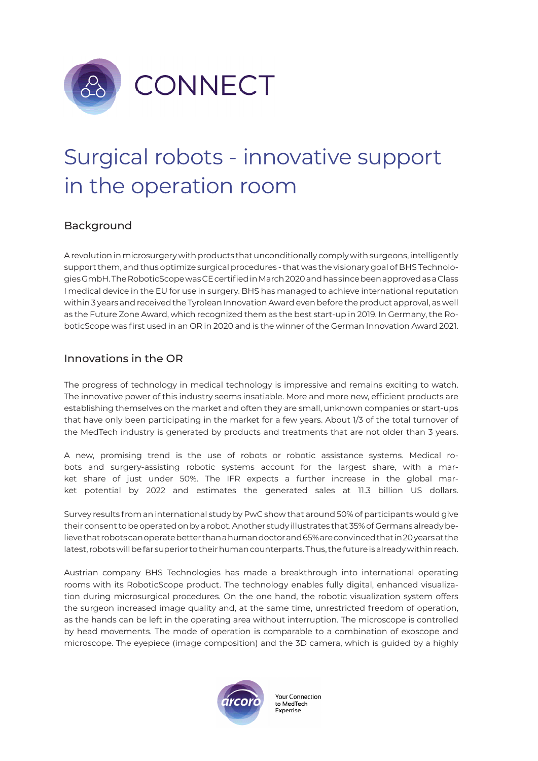# CONNECT

## Surgical robots - innovative support in the operation room

### Background

A revolution in microsurgery with products that unconditionally comply with surgeons, intelligently support them, and thus optimize surgical procedures - that was the visionary goal of BHS Technologies GmbH. The RoboticScope was CE certified in March 2020 and has since been approved as a Class I medical device in the EU for use in surgery. BHS has managed to achieve international reputation within 3 years and received the Tyrolean Innovation Award even before the product approval, as well as the Future Zone Award, which recognized them as the best start-up in 2019. In Germany, the RoboticScope was first used in an OR in 2020 and is the winner of the German Innovation Award 2021.

### Innovations in the OR

The progress of technology in medical technology is impressive and remains exciting to watch. The innovative power of this industry seems insatiable. More and more new, efficient products are establishing themselves on the market and often they are small, unknown companies or start-ups that have only been participating in the market for a few years. About 1/3 of the total turnover of the MedTech industry is generated by products and treatments that are not older than 3 years.

A new, promising trend is the use of robots or robotic assistance systems. Medical robots and surgery-assisting robotic systems account for the largest share, with a market share of just under 50%. The IFR expects a further increase in the global market potential by 2022 and estimates the generated sales at 11.3 billion US dollars.

Survey results from an international study by PwC show that around 50% of participants would give their consent to be operated on by a robot. Another study illustrates that 35% of Germans already believe that robots can operate better than a human doctor and 65% are convinced that in 20 years at the latest, robots will be far superior to their human counterparts. Thus, the future is already within reach.

Austrian company BHS Technologies has made a breakthrough into international operating rooms with its RoboticScope product. The technology enables fully digital, enhanced visualization during microsurgical procedures. On the one hand, the robotic visualization system offers the surgeon increased image quality and, at the same time, unrestricted freedom of operation, as the hands can be left in the operating area without interruption. The microscope is controlled by head movements. The mode of operation is comparable to a combination of exoscope and microscope. The eyepiece (image composition) and the 3D camera, which is guided by a highly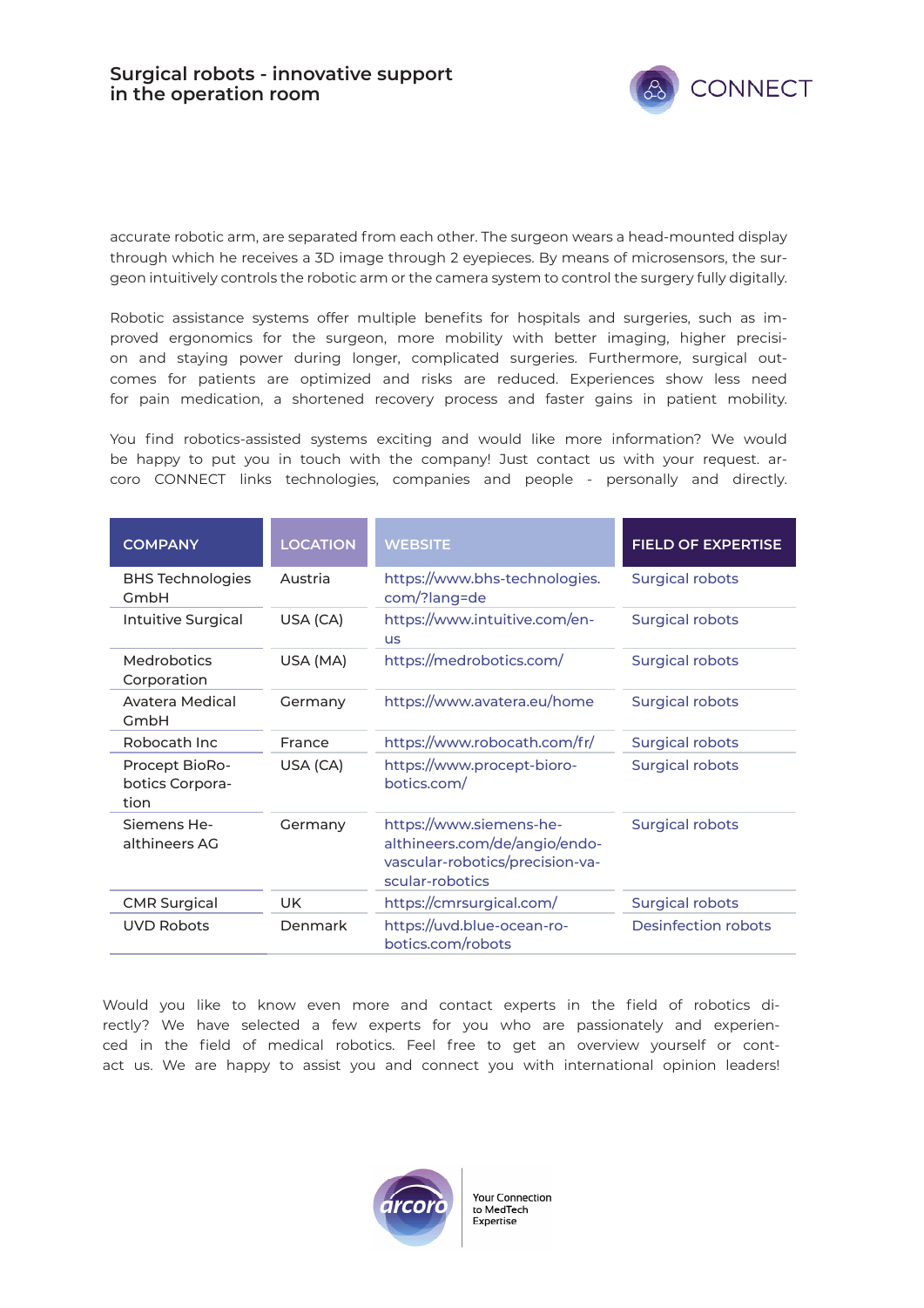accurate robotic arm, are separated from each other. The surgeon wears a head-mounted display through which he receives a 3D image through 2 eyepieces. By means of microsensors, the surgeon intuitively controls the robotic arm or the camera system to control the surgery fully digitally.

Robotic assistance systems offer multiple benefits for hospitals and surgeries, such as improved ergonomics for the surgeon, more mobility with better imaging, higher precision and staying power during longer, complicated surgeries. Furthermore, surgical outcomes for patients are optimized and risks are reduced. Experiences show less need for pain medication, a shortened recovery process and faster gains in patient mobility.

You find robotics-assisted systems exciting and would like more information? We would be happy to put you in touch with the company! Just contact us with your request. arcoro CONNECT links technologies, companies and people - personally and directly.

| COMPANY | LOCATION | WEBSITE | FIELD OF EXPERTISE |
|---|---|---|---|
| BHS Technologies GmbH | Austria | https://www.bhs-technologies.com/?lang=de | Surgical robots |
| Intuitive Surgical | USA (CA) | https://www.intuitive.com/en-us | Surgical robots |
| Medrobotics Corporation | USA (MA) | https://medrobotics.com/ | Surgical robots |
| Avatera Medical GmbH | Germany | https://www.avatera.eu/home | Surgical robots |
| Robocath Inc | France | https://www.robocath.com/fr/ | Surgical robots |
| Procept BioRobotics Corporation | USA (CA) | https://www.procept-biorobotics.com/ | Surgical robots |
| Siemens Healthineers AG | Germany | https://www.siemens-healthineers.com/de/angio/endovascular-robotics/precision-vascular-robotics | Surgical robots |
| CMR Surgical | UK | https://cmrsurgical.com/ | Surgical robots |
| UVD Robots | Denmark | https://uvd.blue-ocean-robotics.com/robots | Desinfection robots |

Would you like to know even more and contact experts in the field of robotics directly? We have selected a few experts for you who are passionately and experienced in the field of medical robotics. Feel free to get an overview yourself or contact us. We are happy to assist you and connect you with international opinion leaders!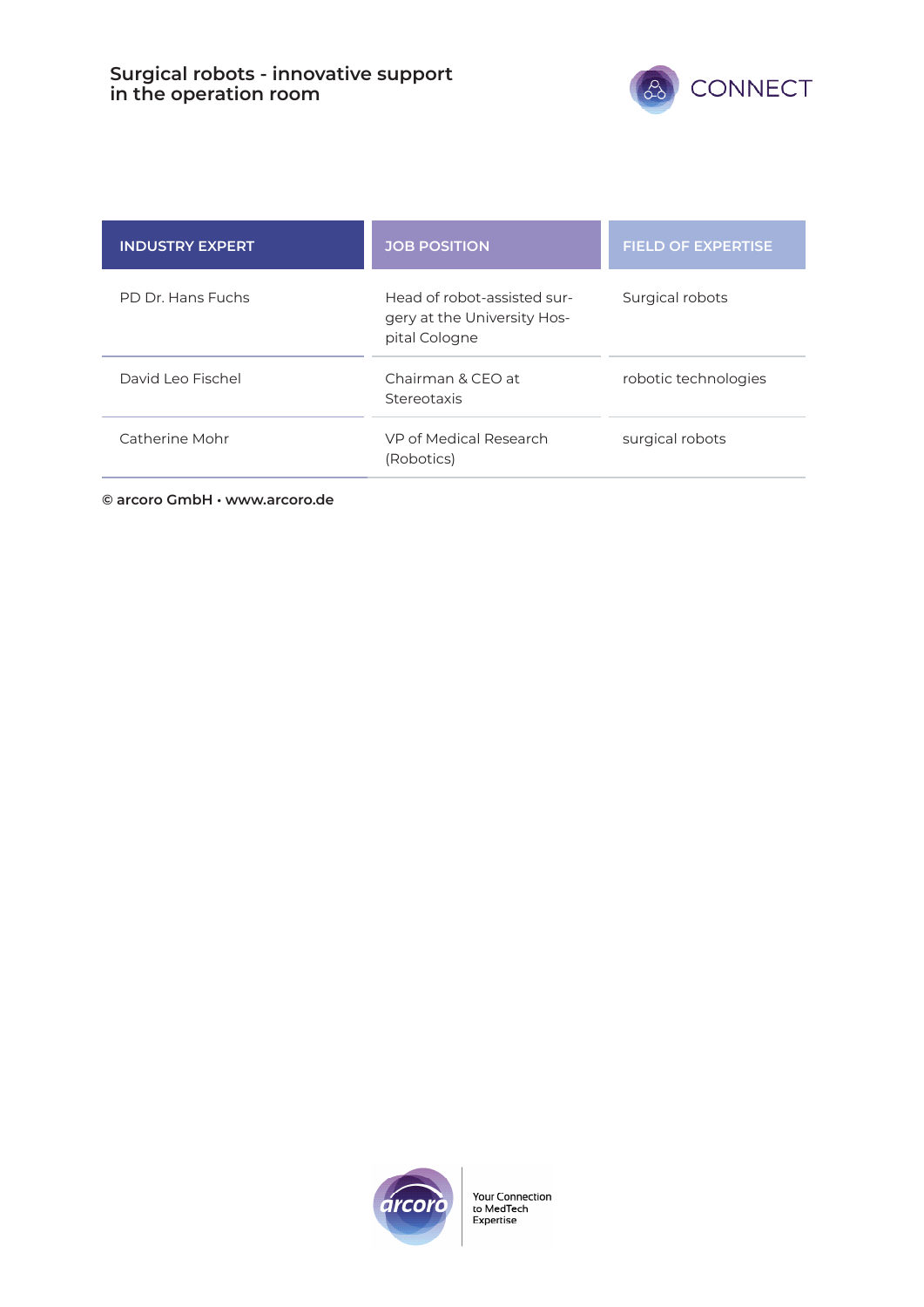| INDUSTRY EXPERT | JOB POSITION | FIELD OF EXPERTISE |
|---|---|---|
| PD Dr. Hans Fuchs | Head of robot-assisted surgery at the University Hospital Cologne | Surgical robots |
| David Leo Fischel | Chairman & CEO at Stereotaxis | robotic technologies |
| Catherine Mohr | VP of Medical Research (Robotics) | surgical robots |

**© arcoro GmbH • www.arcoro.de**